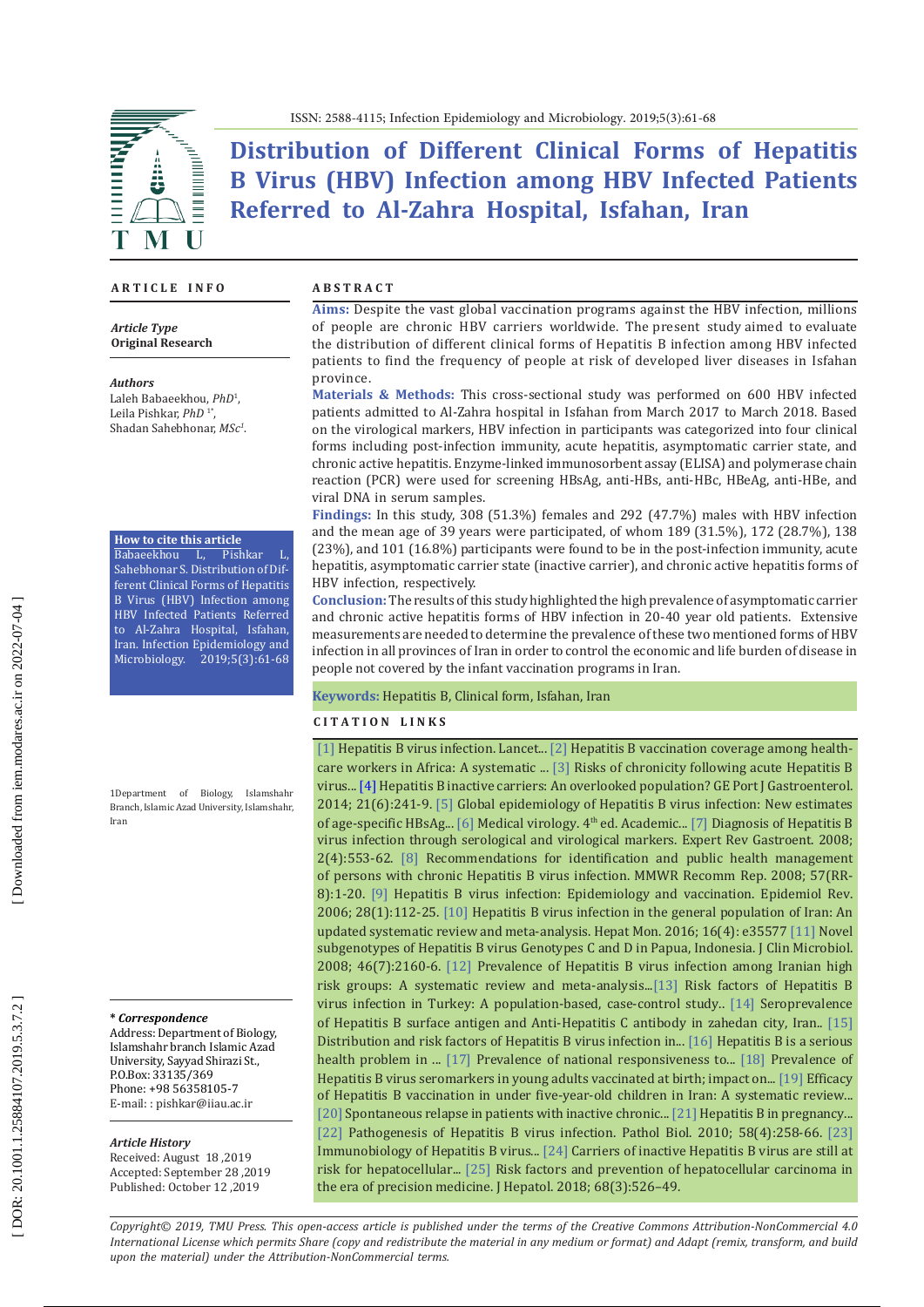# Distribution of Different Clinical Forms of Hepatitis B Virus (HBV) Infection among HBV Infected Patients Referred to Al-Zahra Hospital, Isfahan, Iran

## ARTICLE INFO

*Article Type*
**Original Research**

*Authors*
Laleh Babaeekhou, *PhD*[1],
Leila Pishkar, *PhD* [1*],
Shadan Sahebhonar, *MSc*[1].

**How to cite this article**
Babaeekhou L, Pishkar L, Sahebhonar S. Distribution of Different Clinical Forms of Hepatitis B Virus (HBV) Infection among HBV Infected Patients Referred to Al-Zahra Hospital, Isfahan, Iran. Infection Epidemiology and Microbiology. 2019;5(3):61-68

1Department of Biology, Islamshahr Branch, Islamic Azad University, Islamshahr, Iran

**\* *Correspondence***
Address: Department of Biology, Islamshahr branch Islamic Azad University, Sayyad Shirazi St., P.O.Box: 33135/369
Phone: +98 56358105-7
E-mail: : pishkar@iiau.ac.ir

*Article History*
Received: August 18 ,2019
Accepted: September 28 ,2019
Published: October 12 ,2019

## ABSTRACT

**Aims:** Despite the vast global vaccination programs against the HBV infection, millions of people are chronic HBV carriers worldwide. The present study aimed to evaluate the distribution of different clinical forms of Hepatitis B infection among HBV infected patients to find the frequency of people at risk of developed liver diseases in Isfahan province.

**Materials & Methods:** This cross-sectional study was performed on 600 HBV infected patients admitted to Al-Zahra hospital in Isfahan from March 2017 to March 2018. Based on the virological markers, HBV infection in participants was categorized into four clinical forms including post-infection immunity, acute hepatitis, asymptomatic carrier state, and chronic active hepatitis. Enzyme-linked immunosorbent assay (ELISA) and polymerase chain reaction (PCR) were used for screening HBsAg, anti-HBs, anti-HBc, HBeAg, anti-HBe, and viral DNA in serum samples.

**Findings:** In this study, 308 (51.3%) females and 292 (47.7%) males with HBV infection and the mean age of 39 years were participated, of whom 189 (31.5%), 172 (28.7%), 138 (23%), and 101 (16.8%) participants were found to be in the post-infection immunity, acute hepatitis, asymptomatic carrier state (inactive carrier), and chronic active hepatitis forms of HBV infection, respectively.

**Conclusion:** The results of this study highlighted the high prevalence of asymptomatic carrier and chronic active hepatitis forms of HBV infection in 20-40 year old patients. Extensive measurements are needed to determine the prevalence of these two mentioned forms of HBV infection in all provinces of Iran in order to control the economic and life burden of disease in people not covered by the infant vaccination programs in Iran.

**Keywords:** Hepatitis B, Clinical form, Isfahan, Iran

## CITATION LINKS

[1] Hepatitis B virus infection. Lancet... [2] Hepatitis B vaccination coverage among health-care workers in Africa: A systematic ... [3] Risks of chronicity following acute Hepatitis B virus... [4] Hepatitis B inactive carriers: An overlooked population? GE Port J Gastroenterol. 2014; 21(6):241-9. [5] Global epidemiology of Hepatitis B virus infection: New estimates of age-specific HBsAg... [6] Medical virology. 4th ed. Academic... [7] Diagnosis of Hepatitis B virus infection through serological and virological markers. Expert Rev Gastroent. 2008; 2(4):553-62. [8] Recommendations for identification and public health management of persons with chronic Hepatitis B virus infection. MMWR Recomm Rep. 2008; 57(RR-8):1-20. [9] Hepatitis B virus infection: Epidemiology and vaccination. Epidemiol Rev. 2006; 28(1):112-25. [10] Hepatitis B virus infection in the general population of Iran: An updated systematic review and meta-analysis. Hepat Mon. 2016; 16(4): e35577 [11] Novel subgenotypes of Hepatitis B virus Genotypes C and D in Papua, Indonesia. J Clin Microbiol. 2008; 46(7):2160-6. [12] Prevalence of Hepatitis B virus infection among Iranian high risk groups: A systematic review and meta-analysis...[13] Risk factors of Hepatitis B virus infection in Turkey: A population-based, case-control study.. [14] Seroprevalence of Hepatitis B surface antigen and Anti-Hepatitis C antibody in zahedan city, Iran.. [15] Distribution and risk factors of Hepatitis B virus infection in... [16] Hepatitis B is a serious health problem in ... [17] Prevalence of national responsiveness to... [18] Prevalence of Hepatitis B virus seromarkers in young adults vaccinated at birth; impact on... [19] Efficacy of Hepatitis B vaccination in under five-year-old children in Iran: A systematic review... [20] Spontaneous relapse in patients with inactive chronic... [21] Hepatitis B in pregnancy... [22] Pathogenesis of Hepatitis B virus infection. Pathol Biol. 2010; 58(4):258-66. [23] Immunobiology of Hepatitis B virus... [24] Carriers of inactive Hepatitis B virus are still at risk for hepatocellular... [25] Risk factors and prevention of hepatocellular carcinoma in the era of precision medicine. J Hepatol. 2018; 68(3):526–49.

*Copyright© 2019, TMU Press. This open-access article is published under the terms of the Creative Commons Attribution-NonCommercial 4.0 International License which permits Share (copy and redistribute the material in any medium or format) and Adapt (remix, transform, and build upon the material) under the Attribution-NonCommercial terms.*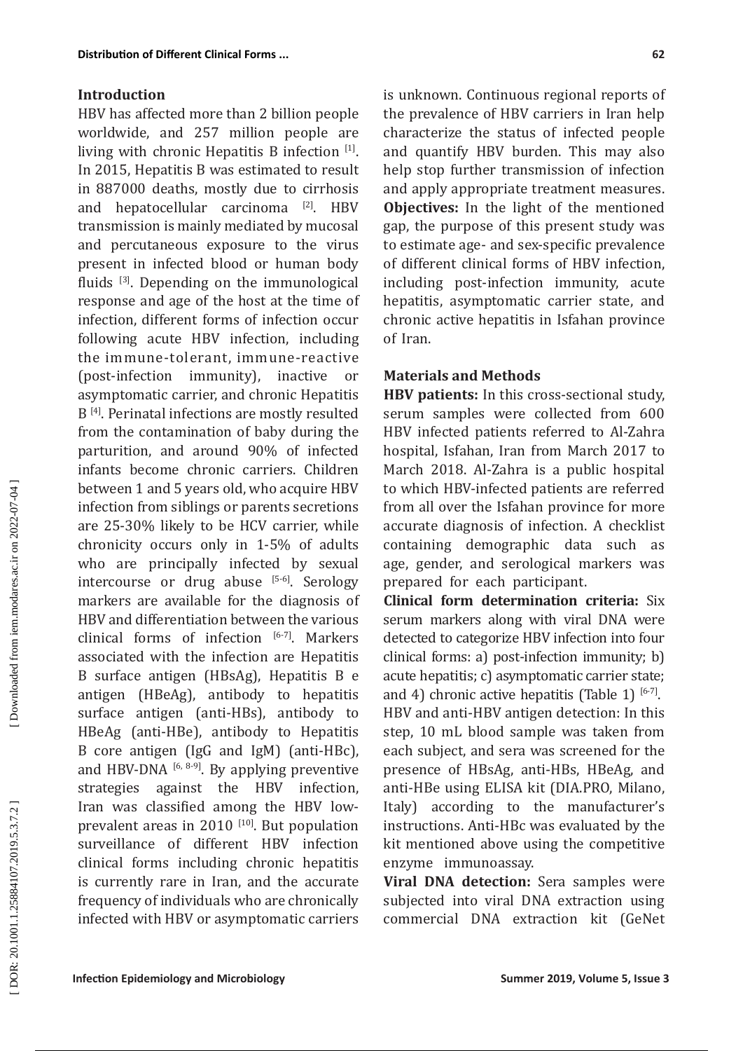## Introduction

HBV has affected more than 2 billion people worldwide, and 257 million people are living with chronic Hepatitis B infection [1]. In 2015, Hepatitis B was estimated to result in 887000 deaths, mostly due to cirrhosis and hepatocellular carcinoma [2]. HBV transmission is mainly mediated by mucosal and percutaneous exposure to the virus present in infected blood or human body fluids [3]. Depending on the immunological response and age of the host at the time of infection, different forms of infection occur following acute HBV infection, including the immune-tolerant, immune-reactive (post-infection immunity), inactive or asymptomatic carrier, and chronic Hepatitis B [4]. Perinatal infections are mostly resulted from the contamination of baby during the parturition, and around 90% of infected infants become chronic carriers. Children between 1 and 5 years old, who acquire HBV infection from siblings or parents secretions are 25-30% likely to be HCV carrier, while chronicity occurs only in 1-5% of adults who are principally infected by sexual intercourse or drug abuse [5-6]. Serology markers are available for the diagnosis of HBV and differentiation between the various clinical forms of infection [6-7]. Markers associated with the infection are Hepatitis B surface antigen (HBsAg), Hepatitis B e antigen (HBeAg), antibody to hepatitis surface antigen (anti-HBs), antibody to HBeAg (anti-HBe), antibody to Hepatitis B core antigen (IgG and IgM) (anti-HBc), and HBV-DNA [6, 8-9]. By applying preventive strategies against the HBV infection, Iran was classified among the HBV low-prevalent areas in 2010 [10]. But population surveillance of different HBV infection clinical forms including chronic hepatitis is currently rare in Iran, and the accurate frequency of individuals who are chronically infected with HBV or asymptomatic carriers is unknown. Continuous regional reports of the prevalence of HBV carriers in Iran help characterize the status of infected people and quantify HBV burden. This may also help stop further transmission of infection and apply appropriate treatment measures.

**Objectives:** In the light of the mentioned gap, the purpose of this present study was to estimate age- and sex-specific prevalence of different clinical forms of HBV infection, including post-infection immunity, acute hepatitis, asymptomatic carrier state, and chronic active hepatitis in Isfahan province of Iran.

## Materials and Methods

**HBV patients:** In this cross-sectional study, serum samples were collected from 600 HBV infected patients referred to Al-Zahra hospital, Isfahan, Iran from March 2017 to March 2018. Al-Zahra is a public hospital to which HBV-infected patients are referred from all over the Isfahan province for more accurate diagnosis of infection. A checklist containing demographic data such as age, gender, and serological markers was prepared for each participant.

**Clinical form determination criteria:** Six serum markers along with viral DNA were detected to categorize HBV infection into four clinical forms: a) post-infection immunity; b) acute hepatitis; c) asymptomatic carrier state; and 4) chronic active hepatitis (Table 1) [6-7].

HBV and anti-HBV antigen detection: In this step, 10 mL blood sample was taken from each subject, and sera was screened for the presence of HBsAg, anti-HBs, HBeAg, and anti-HBe using ELISA kit (DIA.PRO, Milano, Italy) according to the manufacturer's instructions. Anti-HBc was evaluated by the kit mentioned above using the competitive enzyme immunoassay.

**Viral DNA detection:** Sera samples were subjected into viral DNA extraction using commercial DNA extraction kit (GeNet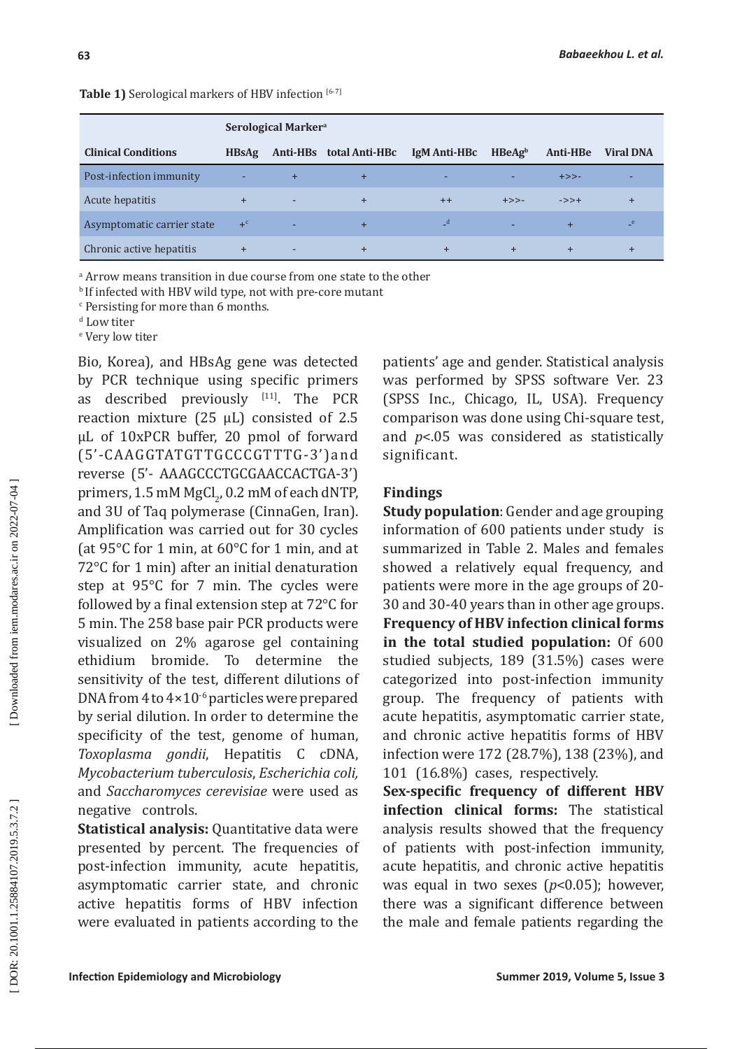**Table 1)** Serological markers of HBV infection [6-7]

| | Serological Marker[a] | | | | | | |
|---|---|---|---|---|---|---|---|
| **Clinical Conditions** | **HBsAg** | **Anti-HBs** | **total Anti-HBc** | **IgM Anti-HBc** | **HBeAg[b]** | **Anti-HBe** | **Viral DNA** |
| Post-infection immunity | - | + | + | - | - | +>>- | - |
| Acute hepatitis | + | - | + | ++ | +>>- | ->>+ | + |
| Asymptomatic carrier state | +[c] | - | + | -[d] | - | + | -[e] |
| Chronic active hepatitis | + | - | + | + | + | + | + |

[a] Arrow means transition in due course from one state to the other
[b] If infected with HBV wild type, not with pre-core mutant
[c] Persisting for more than 6 months.
[d] Low titer
[e] Very low titer

Bio, Korea), and HBsAg gene was detected by PCR technique using specific primers as described previously [11]. The PCR reaction mixture (25 μL) consisted of 2.5 μL of 10xPCR buffer, 20 pmol of forward (5'-CAAGGTATGTTGCCCGTTTG-3') and reverse (5'- AAAGCCCTGCGAACCACTGA-3') primers, 1.5 mM $MgCl_2$, 0.2 mM of each dNTP, and 3U of Taq polymerase (CinnaGen, Iran). Amplification was carried out for 30 cycles (at 95°C for 1 min, at 60°C for 1 min, and at 72°C for 1 min) after an initial denaturation step at 95°C for 7 min. The cycles were followed by a final extension step at 72°C for 5 min. The 258 base pair PCR products were visualized on 2% agarose gel containing ethidium bromide. To determine the sensitivity of the test, different dilutions of DNA from 4 to $4\times10^{-6}$ particles were prepared by serial dilution. In order to determine the specificity of the test, genome of human, *Toxoplasma gondii*, Hepatitis C cDNA, *Mycobacterium tuberculosis*, *Escherichia coli,* and *Saccharomyces cerevisiae* were used as negative controls.

**Statistical analysis:** Quantitative data were presented by percent. The frequencies of post-infection immunity, acute hepatitis, asymptomatic carrier state, and chronic active hepatitis forms of HBV infection were evaluated in patients according to the patients' age and gender. Statistical analysis was performed by SPSS software Ver. 23 (SPSS Inc., Chicago, IL, USA). Frequency comparison was done using Chi-square test, and $p<.05$ was considered as statistically significant.

## Findings

**Study population**: Gender and age grouping information of 600 patients under study is summarized in Table 2. Males and females showed a relatively equal frequency, and patients were more in the age groups of 20-30 and 30-40 years than in other age groups.

**Frequency of HBV infection clinical forms in the total studied population:** Of 600 studied subjects, 189 (31.5%) cases were categorized into post-infection immunity group. The frequency of patients with acute hepatitis, asymptomatic carrier state, and chronic active hepatitis forms of HBV infection were 172 (28.7%), 138 (23%), and 101 (16.8%) cases, respectively.

**Sex-specific frequency of different HBV infection clinical forms:** The statistical analysis results showed that the frequency of patients with post-infection immunity, acute hepatitis, and chronic active hepatitis was equal in two sexes ($p<0.05$); however, there was a significant difference between the male and female patients regarding the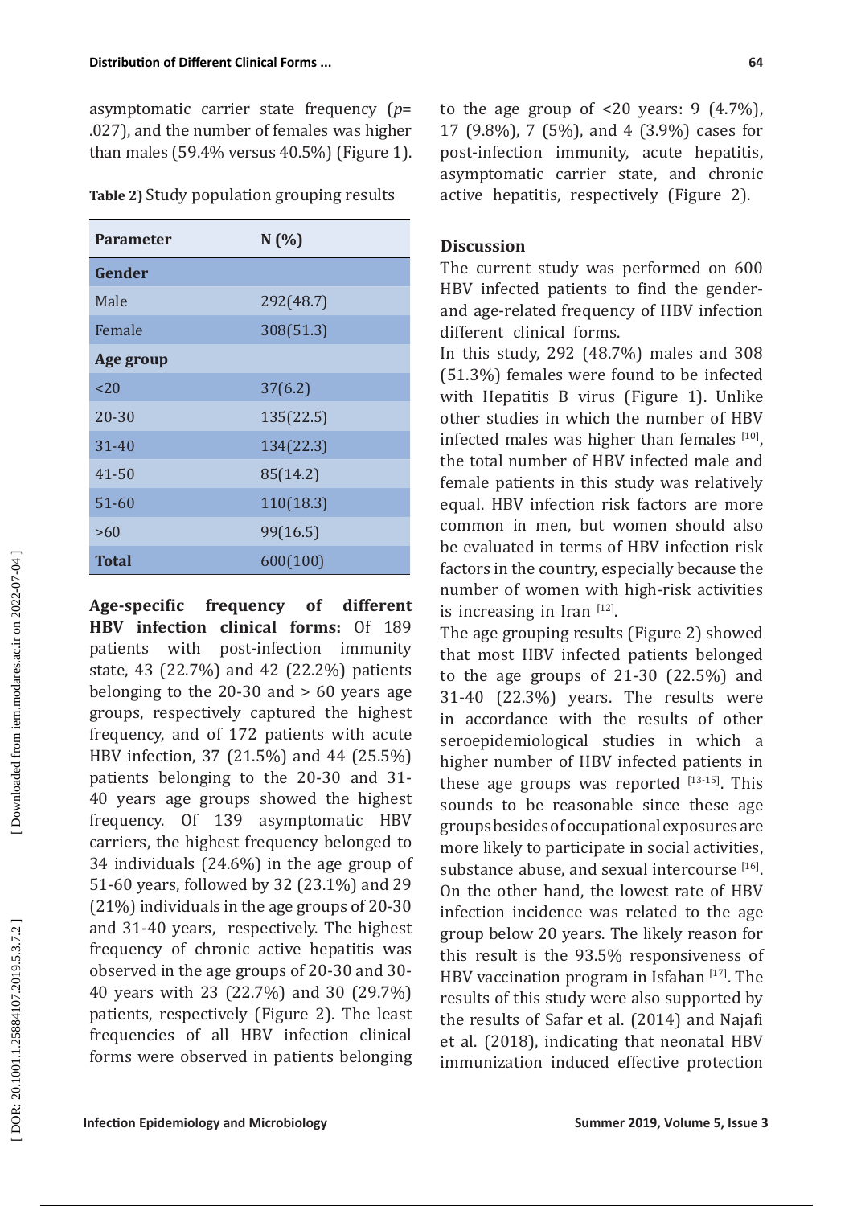asymptomatic carrier state frequency (*p*= .027), and the number of females was higher than males (59.4% versus 40.5%) (Figure 1).

**Table 2)** Study population grouping results

| Parameter | N (%) |
|---|---|
| **Gender** | |
| Male | 292(48.7) |
| Female | 308(51.3) |
| **Age group** | |
| <20 | 37(6.2) |
| 20-30 | 135(22.5) |
| 31-40 | 134(22.3) |
| 41-50 | 85(14.2) |
| 51-60 | 110(18.3) |
| >60 | 99(16.5) |
| **Total** | 600(100) |

**Age-specific frequency of different HBV infection clinical forms:** Of 189 patients with post-infection immunity state, 43 (22.7%) and 42 (22.2%) patients belonging to the 20-30 and > 60 years age groups, respectively captured the highest frequency, and of 172 patients with acute HBV infection, 37 (21.5%) and 44 (25.5%) patients belonging to the 20-30 and 31-40 years age groups showed the highest frequency. Of 139 asymptomatic HBV carriers, the highest frequency belonged to 34 individuals (24.6%) in the age group of 51-60 years, followed by 32 (23.1%) and 29 (21%) individuals in the age groups of 20-30 and 31-40 years, respectively. The highest frequency of chronic active hepatitis was observed in the age groups of 20-30 and 30-40 years with 23 (22.7%) and 30 (29.7%) patients, respectively (Figure 2). The least frequencies of all HBV infection clinical forms were observed in patients belonging to the age group of <20 years: 9 (4.7%), 17 (9.8%), 7 (5%), and 4 (3.9%) cases for post-infection immunity, acute hepatitis, asymptomatic carrier state, and chronic active hepatitis, respectively (Figure 2).

## Discussion

The current study was performed on 600 HBV infected patients to find the gender- and age-related frequency of HBV infection different clinical forms.

In this study, 292 (48.7%) males and 308 (51.3%) females were found to be infected with Hepatitis B virus (Figure 1). Unlike other studies in which the number of HBV infected males was higher than females [10], the total number of HBV infected male and female patients in this study was relatively equal. HBV infection risk factors are more common in men, but women should also be evaluated in terms of HBV infection risk factors in the country, especially because the number of women with high-risk activities is increasing in Iran [12].

The age grouping results (Figure 2) showed that most HBV infected patients belonged to the age groups of 21-30 (22.5%) and 31-40 (22.3%) years. The results were in accordance with the results of other seroepidemiological studies in which a higher number of HBV infected patients in these age groups was reported [13-15]. This sounds to be reasonable since these age groups besides of occupational exposures are more likely to participate in social activities, substance abuse, and sexual intercourse [16]. On the other hand, the lowest rate of HBV infection incidence was related to the age group below 20 years. The likely reason for this result is the 93.5% responsiveness of HBV vaccination program in Isfahan [17]. The results of this study were also supported by the results of Safar et al. (2014) and Najafi et al. (2018), indicating that neonatal HBV immunization induced effective protection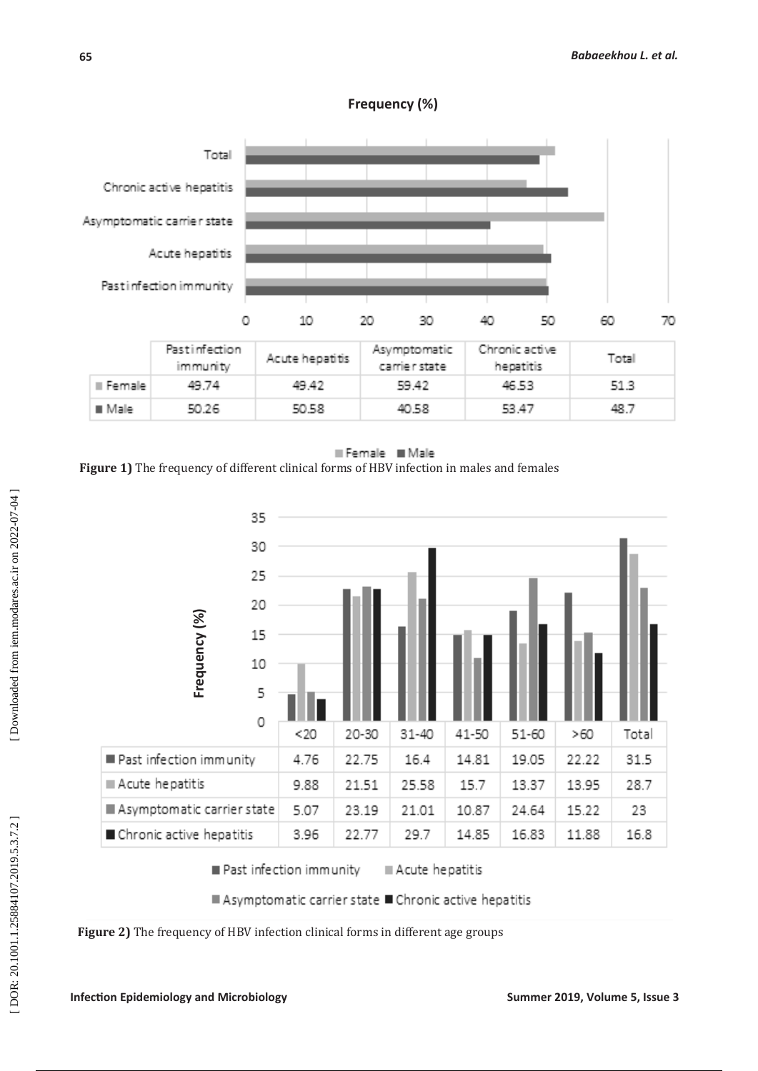**Frequency (%)**

|  | Past infection immunity | Acute hepatitis | Asymptomatic carrier state | Chronic active hepatitis | Total |
|---|---|---|---|---|---|
| Female | 49.74 | 49.42 | 59.42 | 46.53 | 51.3 |
| Male | 50.26 | 50.58 | 40.58 | 53.47 | 48.7 |

**Figure 1)** The frequency of different clinical forms of HBV infection in males and females

|  | <20 | 20-30 | 31-40 | 41-50 | 51-60 | >60 | Total |
|---|---|---|---|---|---|---|---|
| Past infection immunity | 4.76 | 22.75 | 16.4 | 14.81 | 19.05 | 22.22 | 31.5 |
| Acute hepatitis | 9.88 | 21.51 | 25.58 | 15.7 | 13.37 | 13.95 | 28.7 |
| Asymptomatic carrier state | 5.07 | 23.19 | 21.01 | 10.87 | 24.64 | 15.22 | 23 |
| Chronic active hepatitis | 3.96 | 22.77 | 29.7 | 14.85 | 16.83 | 11.88 | 16.8 |

**Figure 2)** The frequency of HBV infection clinical forms in different age groups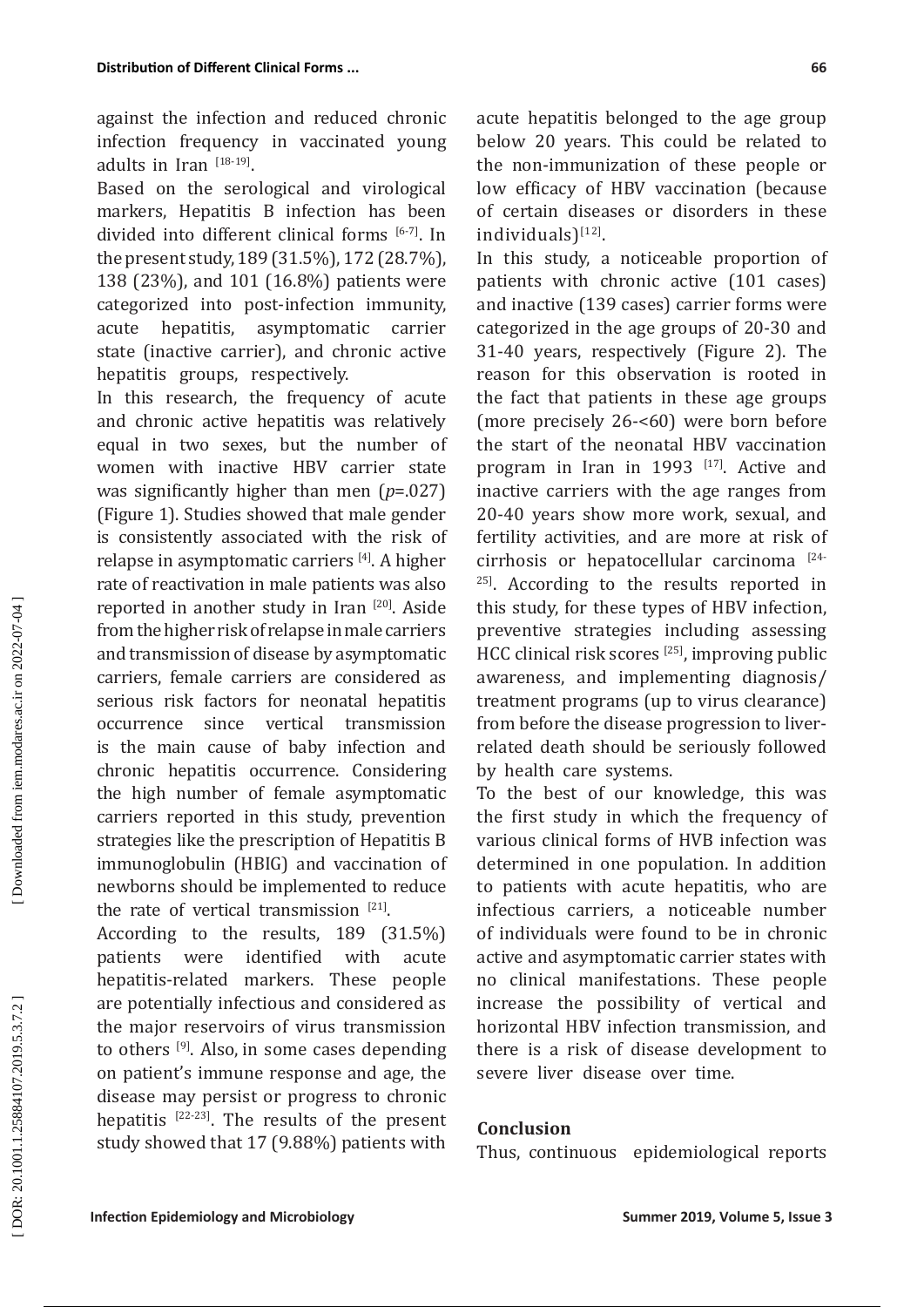against the infection and reduced chronic infection frequency in vaccinated young adults in Iran [18-19].

Based on the serological and virological markers, Hepatitis B infection has been divided into different clinical forms [6-7]. In the present study, 189 (31.5%), 172 (28.7%), 138 (23%), and 101 (16.8%) patients were categorized into post-infection immunity, acute hepatitis, asymptomatic carrier state (inactive carrier), and chronic active hepatitis groups, respectively.

In this research, the frequency of acute and chronic active hepatitis was relatively equal in two sexes, but the number of women with inactive HBV carrier state was significantly higher than men (*p*=.027) (Figure 1). Studies showed that male gender is consistently associated with the risk of relapse in asymptomatic carriers [4]. A higher rate of reactivation in male patients was also reported in another study in Iran [20]. Aside from the higher risk of relapse in male carriers and transmission of disease by asymptomatic carriers, female carriers are considered as serious risk factors for neonatal hepatitis occurrence since vertical transmission is the main cause of baby infection and chronic hepatitis occurrence. Considering the high number of female asymptomatic carriers reported in this study, prevention strategies like the prescription of Hepatitis B immunoglobulin (HBIG) and vaccination of newborns should be implemented to reduce the rate of vertical transmission [21].

According to the results, 189 (31.5%) patients were identified with acute hepatitis-related markers. These people are potentially infectious and considered as the major reservoirs of virus transmission to others [9]. Also, in some cases depending on patient's immune response and age, the disease may persist or progress to chronic hepatitis [22-23]. The results of the present study showed that 17 (9.88%) patients with acute hepatitis belonged to the age group below 20 years. This could be related to the non-immunization of these people or low efficacy of HBV vaccination (because of certain diseases or disorders in these individuals)[12].

In this study, a noticeable proportion of patients with chronic active (101 cases) and inactive (139 cases) carrier forms were categorized in the age groups of 20-30 and 31-40 years, respectively (Figure 2). The reason for this observation is rooted in the fact that patients in these age groups (more precisely 26-<60) were born before the start of the neonatal HBV vaccination program in Iran in 1993 [17]. Active and inactive carriers with the age ranges from 20-40 years show more work, sexual, and fertility activities, and are more at risk of cirrhosis or hepatocellular carcinoma [24-25]. According to the results reported in this study, for these types of HBV infection, preventive strategies including assessing HCC clinical risk scores [25], improving public awareness, and implementing diagnosis/treatment programs (up to virus clearance) from before the disease progression to liver-related death should be seriously followed by health care systems.

To the best of our knowledge, this was the first study in which the frequency of various clinical forms of HVB infection was determined in one population. In addition to patients with acute hepatitis, who are infectious carriers, a noticeable number of individuals were found to be in chronic active and asymptomatic carrier states with no clinical manifestations. These people increase the possibility of vertical and horizontal HBV infection transmission, and there is a risk of disease development to severe liver disease over time.

## Conclusion

Thus, continuous epidemiological reports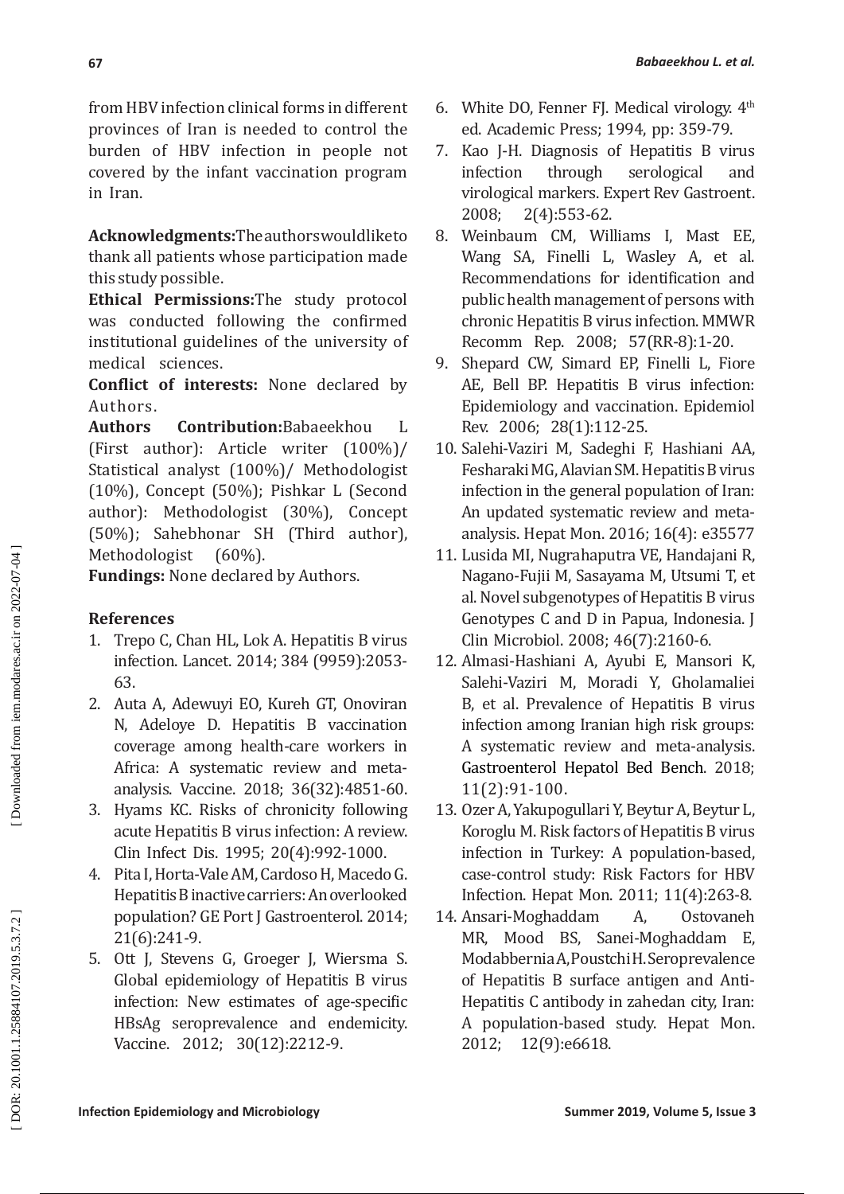from HBV infection clinical forms in different provinces of Iran is needed to control the burden of HBV infection in people not covered by the infant vaccination program in Iran.

**Acknowledgments:** The authors would like to thank all patients whose participation made this study possible.

**Ethical Permissions:** The study protocol was conducted following the confirmed institutional guidelines of the university of medical sciences.

**Conflict of interests:** None declared by Authors.

**Authors Contribution:** Babaeekhou L (First author): Article writer (100%)/ Statistical analyst (100%)/ Methodologist (10%), Concept (50%); Pishkar L (Second author): Methodologist (30%), Concept (50%); Sahebhonar SH (Third author), Methodologist (60%).

**Fundings:** None declared by Authors.

## References

1. Trepo C, Chan HL, Lok A. Hepatitis B virus infection. Lancet. 2014; 384 (9959):2053-63.
2. Auta A, Adewuyi EO, Kureh GT, Onoviran N, Adeloye D. Hepatitis B vaccination coverage among health-care workers in Africa: A systematic review and meta-analysis. Vaccine. 2018; 36(32):4851-60.
3. Hyams KC. Risks of chronicity following acute Hepatitis B virus infection: A review. Clin Infect Dis. 1995; 20(4):992-1000.
4. Pita I, Horta-Vale AM, Cardoso H, Macedo G. Hepatitis B inactive carriers: An overlooked population? GE Port J Gastroenterol. 2014; 21(6):241-9.
5. Ott J, Stevens G, Groeger J, Wiersma S. Global epidemiology of Hepatitis B virus infection: New estimates of age-specific HBsAg seroprevalence and endemicity. Vaccine. 2012; 30(12):2212-9.
6. White DO, Fenner FJ. Medical virology. 4th ed. Academic Press; 1994, pp: 359-79.
7. Kao J-H. Diagnosis of Hepatitis B virus infection through serological and virological markers. Expert Rev Gastroent. 2008; 2(4):553-62.
8. Weinbaum CM, Williams I, Mast EE, Wang SA, Finelli L, Wasley A, et al. Recommendations for identification and public health management of persons with chronic Hepatitis B virus infection. MMWR Recomm Rep. 2008; 57(RR-8):1-20.
9. Shepard CW, Simard EP, Finelli L, Fiore AE, Bell BP. Hepatitis B virus infection: Epidemiology and vaccination. Epidemiol Rev. 2006; 28(1):112-25.
10. Salehi-Vaziri M, Sadeghi F, Hashiani AA, Fesharaki MG, Alavian SM. Hepatitis B virus infection in the general population of Iran: An updated systematic review and meta-analysis. Hepat Mon. 2016; 16(4): e35577
11. Lusida MI, Nugrahaputra VE, Handajani R, Nagano-Fujii M, Sasayama M, Utsumi T, et al. Novel subgenotypes of Hepatitis B virus Genotypes C and D in Papua, Indonesia. J Clin Microbiol. 2008; 46(7):2160-6.
12. Almasi-Hashiani A, Ayubi E, Mansori K, Salehi-Vaziri M, Moradi Y, Gholamaliei B, et al. Prevalence of Hepatitis B virus infection among Iranian high risk groups: A systematic review and meta-analysis. Gastroenterol Hepatol Bed Bench. 2018; 11(2):91-100.
13. Ozer A, Yakupogullari Y, Beytur A, Beytur L, Koroglu M. Risk factors of Hepatitis B virus infection in Turkey: A population-based, case-control study: Risk Factors for HBV Infection. Hepat Mon. 2011; 11(4):263-8.
14. Ansari-Moghaddam A, Ostovaneh MR, Mood BS, Sanei-Moghaddam E, Modabbernia A, Poustchi H. Seroprevalence of Hepatitis B surface antigen and Anti-Hepatitis C antibody in zahedan city, Iran: A population-based study. Hepat Mon. 2012; 12(9):e6618.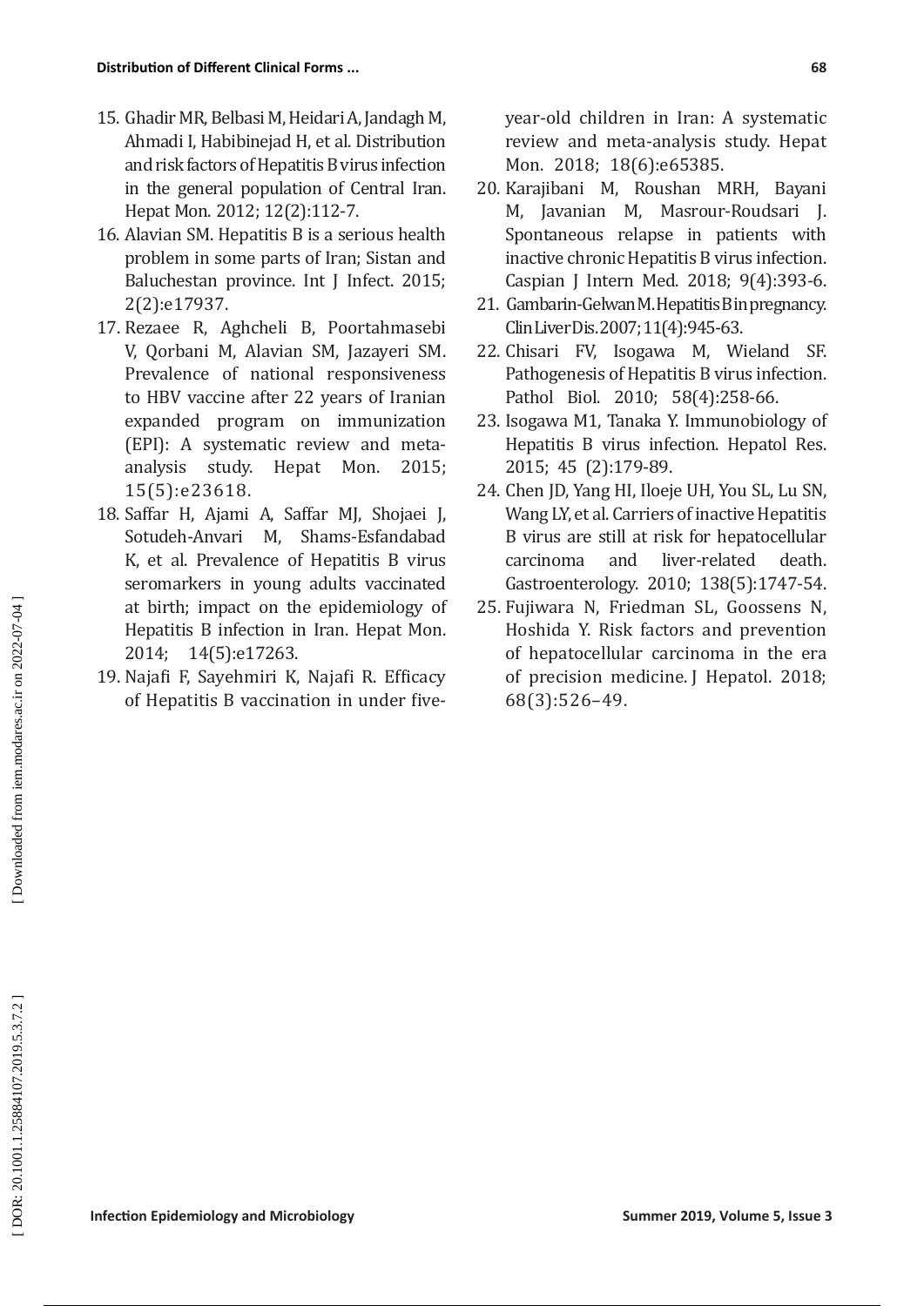15. Ghadir MR, Belbasi M, Heidari A, Jandagh M, Ahmadi I, Habibinejad H, et al. Distribution and risk factors of Hepatitis B virus infection in the general population of Central Iran. Hepat Mon. 2012; 12(2):112-7.
16. Alavian SM. Hepatitis B is a serious health problem in some parts of Iran; Sistan and Baluchestan province. Int J Infect. 2015; 2(2):e17937.
17. Rezaee R, Aghcheli B, Poortahmasebi V, Qorbani M, Alavian SM, Jazayeri SM. Prevalence of national responsiveness to HBV vaccine after 22 years of Iranian expanded program on immunization (EPI): A systematic review and meta-analysis study. Hepat Mon. 2015; 15(5):e23618.
18. Saffar H, Ajami A, Saffar MJ, Shojaei J, Sotudeh-Anvari M, Shams-Esfandabad K, et al. Prevalence of Hepatitis B virus seromarkers in young adults vaccinated at birth; impact on the epidemiology of Hepatitis B infection in Iran. Hepat Mon. 2014; 14(5):e17263.
19. Najafi F, Sayehmiri K, Najafi R. Efficacy of Hepatitis B vaccination in under five-year-old children in Iran: A systematic review and meta-analysis study. Hepat Mon. 2018; 18(6):e65385.
20. Karajibani M, Roushan MRH, Bayani M, Javanian M, Masrour-Roudsari J. Spontaneous relapse in patients with inactive chronic Hepatitis B virus infection. Caspian J Intern Med. 2018; 9(4):393-6.
21. Gambarin-Gelwan M. Hepatitis B in pregnancy. Clin Liver Dis. 2007; 11(4):945-63.
22. Chisari FV, Isogawa M, Wieland SF. Pathogenesis of Hepatitis B virus infection. Pathol Biol. 2010; 58(4):258-66.
23. Isogawa M1, Tanaka Y. Immunobiology of Hepatitis B virus infection. Hepatol Res. 2015; 45 (2):179-89.
24. Chen JD, Yang HI, Iloeje UH, You SL, Lu SN, Wang LY, et al. Carriers of inactive Hepatitis B virus are still at risk for hepatocellular carcinoma and liver-related death. Gastroenterology. 2010; 138(5):1747-54.
25. Fujiwara N, Friedman SL, Goossens N, Hoshida Y. Risk factors and prevention of hepatocellular carcinoma in the era of precision medicine. J Hepatol. 2018; 68(3):526–49.